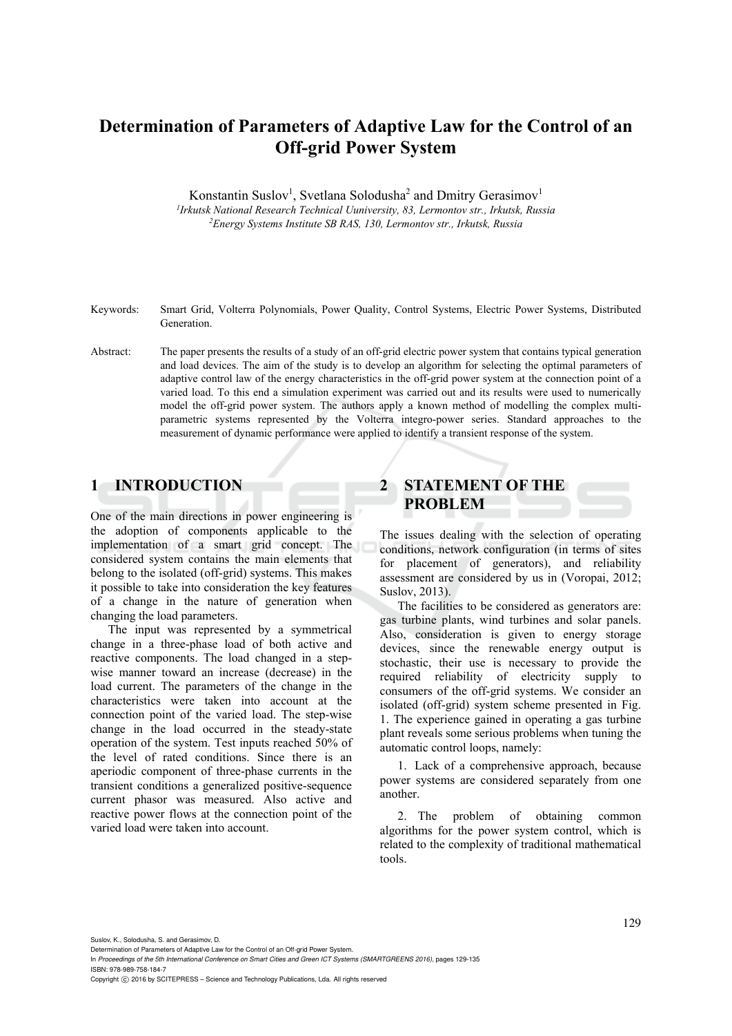# Determination of Parameters of Adaptive Law for the Control of an Off-grid Power System

Konstantin Suslov[1], Svetlana Solodusha[2] and Dmitry Gerasimov[1]

[1]*Irkutsk National Research Technical Uuniversity, 83, Lermontov str., Irkutsk, Russia*
[2]*Energy Systems Institute SB RAS, 130, Lermontov str., Irkutsk, Russia*

Keywords: Smart Grid, Volterra Polynomials, Power Quality, Control Systems, Electric Power Systems, Distributed Generation.

Abstract: The paper presents the results of a study of an off-grid electric power system that contains typical generation and load devices. The aim of the study is to develop an algorithm for selecting the optimal parameters of adaptive control law of the energy characteristics in the off-grid power system at the connection point of a varied load. To this end a simulation experiment was carried out and its results were used to numerically model the off-grid power system. The authors apply a known method of modelling the complex multi-parametric systems represented by the Volterra integro-power series. Standard approaches to the measurement of dynamic performance were applied to identify a transient response of the system.

## 1 INTRODUCTION

One of the main directions in power engineering is the adoption of components applicable to the implementation of a smart grid concept. The considered system contains the main elements that belong to the isolated (off-grid) systems. This makes it possible to take into consideration the key features of a change in the nature of generation when changing the load parameters.

The input was represented by a symmetrical change in a three-phase load of both active and reactive components. The load changed in a step-wise manner toward an increase (decrease) in the load current. The parameters of the change in the characteristics were taken into account at the connection point of the varied load. The step-wise change in the load occurred in the steady-state operation of the system. Test inputs reached 50% of the level of rated conditions. Since there is an aperiodic component of three-phase currents in the transient conditions a generalized positive-sequence current phasor was measured. Also active and reactive power flows at the connection point of the varied load were taken into account.

## 2 STATEMENT OF THE PROBLEM

The issues dealing with the selection of operating conditions, network configuration (in terms of sites for placement of generators), and reliability assessment are considered by us in (Voropai, 2012; Suslov, 2013).

The facilities to be considered as generators are: gas turbine plants, wind turbines and solar panels. Also, consideration is given to energy storage devices, since the renewable energy output is stochastic, their use is necessary to provide the required reliability of electricity supply to consumers of the off-grid systems. We consider an isolated (off-grid) system scheme presented in Fig. 1. The experience gained in operating a gas turbine plant reveals some serious problems when tuning the automatic control loops, namely:

1. Lack of a comprehensive approach, because power systems are considered separately from one another.

2. The problem of obtaining common algorithms for the power system control, which is related to the complexity of traditional mathematical tools.

Suslov, K., Solodusha, S. and Gerasimov, D.
Determination of Parameters of Adaptive Law for the Control of an Off-grid Power System.
In *Proceedings of the 5th International Conference on Smart Cities and Green ICT Systems (SMARTGREENS 2016)*, pages 129-135
ISBN: 978-989-758-184-7
Copyright © 2016 by SCITEPRESS – Science and Technology Publications, Lda. All rights reserved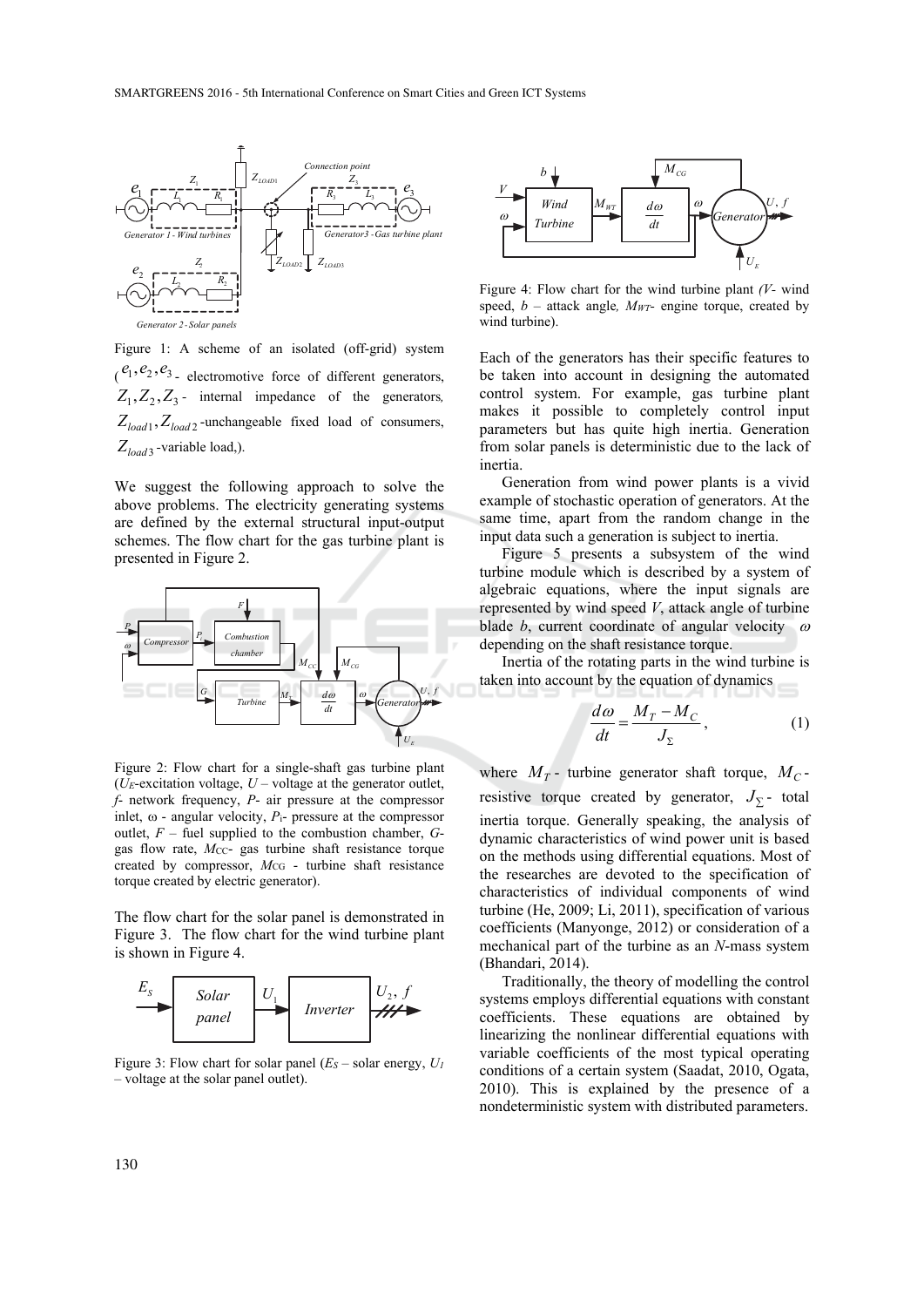Figure 1: A scheme of an isolated (off-grid) system ($e_1, e_2, e_3$ - electromotive force of different generators, $Z_1, Z_2, Z_3$ - internal impedance of the generators, $Z_{load1}, Z_{load2}$ -unchangeable fixed load of consumers, $Z_{load3}$ -variable load,).

We suggest the following approach to solve the above problems. The electricity generating systems are defined by the external structural input-output schemes. The flow chart for the gas turbine plant is presented in Figure 2.

Figure 2: Flow chart for a single-shaft gas turbine plant ($U_E$-excitation voltage, $U$ – voltage at the generator outlet, $f$- network frequency, $P$- air pressure at the compressor inlet, ω - angular velocity, $P_i$- pressure at the compressor outlet, $F$ – fuel supplied to the combustion chamber, $G$-gas flow rate, $M_{CC}$- gas turbine shaft resistance torque created by compressor, $M_{CG}$ - turbine shaft resistance torque created by electric generator).

The flow chart for the solar panel is demonstrated in Figure 3. The flow chart for the wind turbine plant is shown in Figure 4.

Figure 3: Flow chart for solar panel ($E_S$ – solar energy, $U_1$ – voltage at the solar panel outlet).

Figure 4: Flow chart for the wind turbine plant *(V*- wind speed, *b* – attack angle*, $M_{WT}$*- engine torque, created by wind turbine).

Each of the generators has their specific features to be taken into account in designing the automated control system. For example, gas turbine plant makes it possible to completely control input parameters but has quite high inertia. Generation from solar panels is deterministic due to the lack of inertia.

Generation from wind power plants is a vivid example of stochastic operation of generators. At the same time, apart from the random change in the input data such a generation is subject to inertia.

Figure 5 presents a subsystem of the wind turbine module which is described by a system of algebraic equations, where the input signals are represented by wind speed *V*, attack angle of turbine blade *b*, current coordinate of angular velocity $\omega$ depending on the shaft resistance torque.

Inertia of the rotating parts in the wind turbine is taken into account by the equation of dynamics

$$\frac{d\omega}{dt} = \frac{M_T - M_C}{J_\Sigma}, \tag{1}$$

where $M_T$ - turbine generator shaft torque, $M_C$ - resistive torque created by generator, $J_\Sigma$ - total inertia torque. Generally speaking, the analysis of dynamic characteristics of wind power unit is based on the methods using differential equations. Most of the researches are devoted to the specification of characteristics of individual components of wind turbine (He, 2009; Li, 2011), specification of various coefficients (Manyonge, 2012) or consideration of a mechanical part of the turbine as an *N*-mass system (Bhandari, 2014).

Traditionally, the theory of modelling the control systems employs differential equations with constant coefficients. These equations are obtained by linearizing the nonlinear differential equations with variable coefficients of the most typical operating conditions of a certain system (Saadat, 2010, Ogata, 2010). This is explained by the presence of a nondeterministic system with distributed parameters.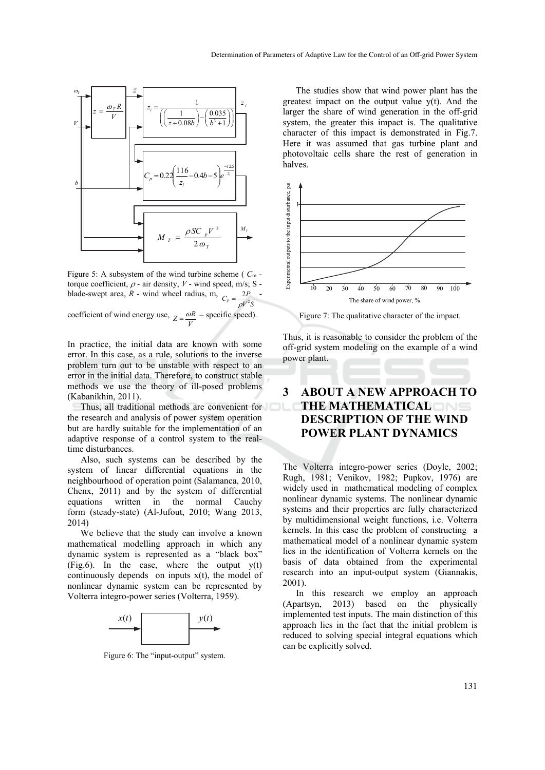Figure 5: A subsystem of the wind turbine scheme ( $C_m$ - torque coefficient, $\rho$ - air density, $V$ - wind speed, m/s; S - blade-swept area, $R$ - wind wheel radius, m, $C_P = \frac{2P}{\rho V^2 S}$ - coefficient of wind energy use, $Z = \frac{\omega R}{V}$ – specific speed).

In practice, the initial data are known with some error. In this case, as a rule, solutions to the inverse problem turn out to be unstable with respect to an error in the initial data. Therefore, to construct stable methods we use the theory of ill-posed problems (Kabanikhin, 2011).

Thus, all traditional methods are convenient for the research and analysis of power system operation but are hardly suitable for the implementation of an adaptive response of a control system to the real-time disturbances.

Also, such systems can be described by the system of linear differential equations in the neighbourhood of operation point (Salamanca, 2010, Chenx, 2011) and by the system of differential equations written in the normal Cauchy form (steady-state) (Al-Jufout, 2010; Wang 2013, 2014)

We believe that the study can involve a known mathematical modelling approach in which any dynamic system is represented as a "black box" (Fig.6). In the case, where the output y(t) continuously depends on inputs x(t), the model of nonlinear dynamic system can be represented by Volterra integro-power series (Volterra, 1959).

Figure 6: The "input-output" system.

The studies show that wind power plant has the greatest impact on the output value y(t). And the larger the share of wind generation in the off-grid system, the greater this impact is. The qualitative character of this impact is demonstrated in Fig.7. Here it was assumed that gas turbine plant and photovoltaic cells share the rest of generation in halves.

Figure 7: The qualitative character of the impact.

Thus, it is reasonable to consider the problem of the off-grid system modeling on the example of a wind power plant.

## 3 ABOUT A NEW APPROACH TO THE MATHEMATICAL DESCRIPTION OF THE WIND POWER PLANT DYNAMICS

The Volterra integro-power series (Doyle, 2002; Rugh, 1981; Venikov, 1982; Pupkov, 1976) are widely used in mathematical modeling of complex nonlinear dynamic systems. The nonlinear dynamic systems and their properties are fully characterized by multidimensional weight functions, i.e. Volterra kernels. In this case the problem of constructing a mathematical model of a nonlinear dynamic system lies in the identification of Volterra kernels on the basis of data obtained from the experimental research into an input-output system (Giannakis, 2001).

In this research we employ an approach (Apartsyn, 2013) based on the physically implemented test inputs. The main distinction of this approach lies in the fact that the initial problem is reduced to solving special integral equations which can be explicitly solved.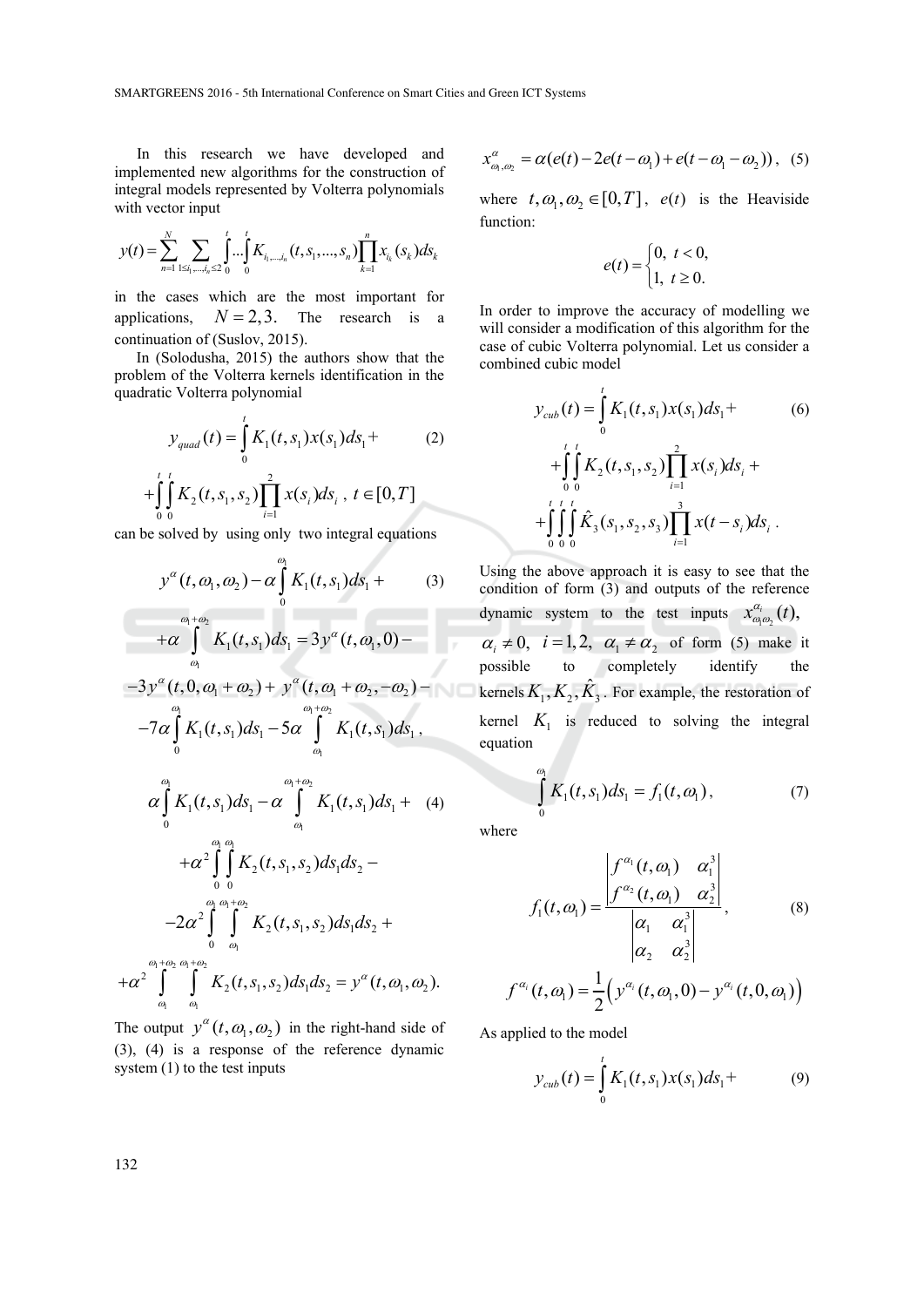In this research we have developed and implemented new algorithms for the construction of integral models represented by Volterra polynomials with vector input

$$y(t) = \sum_{n=1}^{N} \sum_{1 \le i_1,...,i_n \le 2} \int_0^t ... \int_0^t K_{i_1,...,i_n}(t, s_1, ..., s_n) \prod_{k=1}^{n} x_{i_k}(s_k) ds_k$$

in the cases which are the most important for applications, $N = 2, 3.$ The research is a continuation of (Suslov, 2015).

In (Solodusha, 2015) the authors show that the problem of the Volterra kernels identification in the quadratic Volterra polynomial

$$y_{quad}(t) = \int_0^t K_1(t, s_1) x(s_1) ds_1 + \qquad (2)$$

$$+ \int_0^t \int_0^t K_2(t, s_1, s_2) \prod_{i=1}^{2} x(s_i) ds_i \;,\; t \in [0, T]$$

can be solved by using only two integral equations

$$y^{\alpha}(t, \omega_1, \omega_2) - \alpha \int_0^{\omega_1} K_1(t, s_1) ds_1 + \qquad (3)$$

$$+ \alpha \int_{\omega_1}^{\omega_1+\omega_2} K_1(t, s_1) ds_1 = 3y^{\alpha}(t, \omega_1, 0) -$$

$$-3y^{\alpha}(t, 0, \omega_1 + \omega_2) + y^{\alpha}(t, \omega_1 + \omega_2, -\omega_2) -$$

$$-7\alpha \int_0^{\omega_1} K_1(t, s_1) ds_1 - 5\alpha \int_{\omega_1}^{\omega_1+\omega_2} K_1(t, s_1) ds_1 \,,$$

$$\alpha \int_0^{\omega_1} K_1(t, s_1) ds_1 - \alpha \int_{\omega_1}^{\omega_1+\omega_2} K_1(t, s_1) ds_1 + \qquad (4)$$

$$+ \alpha^2 \int_0^{\omega_1} \int_0^{\omega_1} K_2(t, s_1, s_2) ds_1 ds_2 -$$

$$-2\alpha^2 \int_0^{\omega_1} \int_{\omega_1}^{\omega_1+\omega_2} K_2(t, s_1, s_2) ds_1 ds_2 +$$

$$+ \alpha^2 \int_{\omega_1}^{\omega_1+\omega_2} \int_{\omega_1}^{\omega_1+\omega_2} K_2(t, s_1, s_2) ds_1 ds_2 = y^{\alpha}(t, \omega_1, \omega_2).$$

The output $y^{\alpha}(t, \omega_1, \omega_2)$ in the right-hand side of (3), (4) is a response of the reference dynamic system (1) to the test inputs

$$x^{\alpha}_{\omega_1,\omega_2} = \alpha(e(t) - 2e(t - \omega_1) + e(t - \omega_1 - \omega_2)) \,, \quad (5)$$

where $t, \omega_1, \omega_2 \in [0, T]$, $e(t)$ is the Heaviside function:

$$e(t) = \begin{cases} 0, & t < 0, \\ 1, & t \ge 0. \end{cases}$$

In order to improve the accuracy of modelling we will consider a modification of this algorithm for the case of cubic Volterra polynomial. Let us consider a combined cubic model

$$y_{cub}(t) = \int_0^t K_1(t, s_1) x(s_1) ds_1 + \qquad (6)$$

$$+ \int_0^t \int_0^t K_2(t, s_1, s_2) \prod_{i=1}^{2} x(s_i) ds_i +$$

$$+ \int_0^t \int_0^t \int_0^t \hat{K}_3(s_1, s_2, s_3) \prod_{i=1}^{3} x(t - s_i) ds_i \,.$$

Using the above approach it is easy to see that the condition of form (3) and outputs of the reference dynamic system to the test inputs $x^{\alpha_i}_{\omega_1\omega_2}(t)$, $\alpha_i \ne 0,\; i = 1, 2,\; \alpha_1 \ne \alpha_2$ of form (5) make it possible to completely identify the kernels $K_1, K_2, \hat{K}_3$. For example, the restoration of kernel $K_1$ is reduced to solving the integral equation

$$\int_0^{\omega_1} K_1(t, s_1) ds_1 = f_1(t, \omega_1) \,, \qquad (7)$$

where

$$f_1(t, \omega_1) = \frac{\begin{vmatrix} f^{\alpha_1}(t, \omega_1) & \alpha_1^3 \\ f^{\alpha_2}(t, \omega_1) & \alpha_2^3 \end{vmatrix}}{\begin{vmatrix} \alpha_1 & \alpha_1^3 \\ \alpha_2 & \alpha_2^3 \end{vmatrix}} \,, \qquad (8)$$

$$f^{\alpha_i}(t, \omega_1) = \frac{1}{2}\left( y^{\alpha_i}(t, \omega_1, 0) - y^{\alpha_i}(t, 0, \omega_1) \right)$$

As applied to the model

$$y_{cub}(t) = \int_0^t K_1(t, s_1) x(s_1) ds_1 + \qquad (9)$$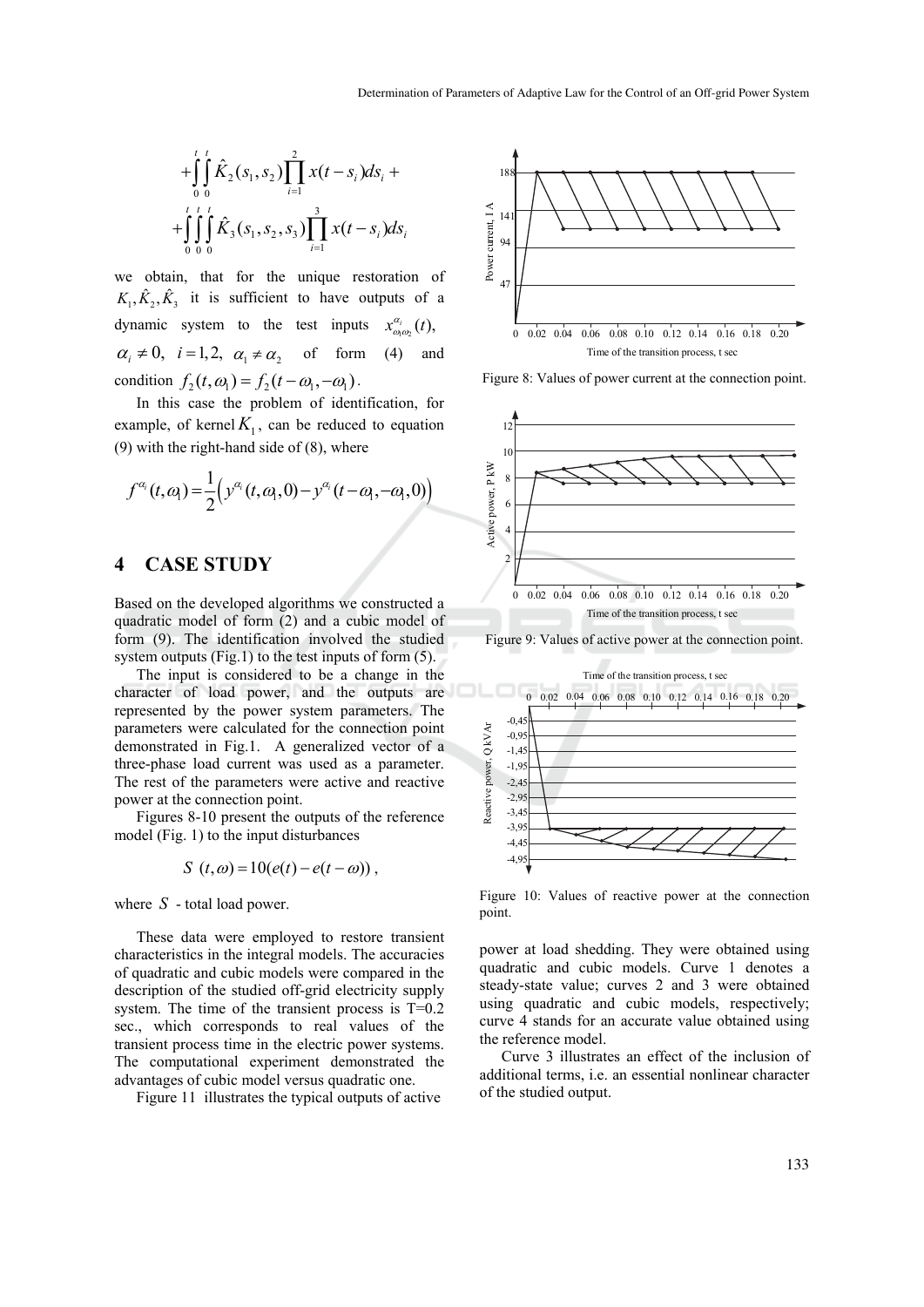$$+\int_0^t\int_0^t \hat{K}_2(s_1,s_2)\prod_{i=1}^{2} x(t-s_i)ds_i +$$
$$+\int_0^t\int_0^t\int_0^t \hat{K}_3(s_1,s_2,s_3)\prod_{i=1}^{3} x(t-s_i)ds_i$$

we obtain, that for the unique restoration of $K_1, \hat{K}_2, \hat{K}_3$ it is sufficient to have outputs of a dynamic system to the test inputs $x^{\alpha_i}_{\omega_1\omega_2}(t)$, $\alpha_i \neq 0,\ i=1,2,\ \alpha_1 \neq \alpha_2$ of form (4) and condition $f_2(t,\omega_1) = f_2(t-\omega_1,-\omega_1)$.

In this case the problem of identification, for example, of kernel $K_1$, can be reduced to equation (9) with the right-hand side of (8), where

$$f^{\alpha_i}(t,\omega_1) = \frac{1}{2}\left(y^{\alpha_i}(t,\omega_1,0) - y^{\alpha_i}(t-\omega_1,-\omega_1,0)\right)$$

## 4 CASE STUDY

Based on the developed algorithms we constructed a quadratic model of form (2) and a cubic model of form (9). The identification involved the studied system outputs (Fig.1) to the test inputs of form (5).

The input is considered to be a change in the character of load power, and the outputs are represented by the power system parameters. The parameters were calculated for the connection point demonstrated in Fig.1. A generalized vector of a three-phase load current was used as a parameter. The rest of the parameters were active and reactive power at the connection point.

Figures 8-10 present the outputs of the reference model (Fig. 1) to the input disturbances

$$S\ (t,\omega) = 10(e(t) - e(t-\omega)),$$

where $S$ - total load power.

These data were employed to restore transient characteristics in the integral models. The accuracies of quadratic and cubic models were compared in the description of the studied off-grid electricity supply system. The time of the transient process is T=0.2 sec., which corresponds to real values of the transient process time in the electric power systems. The computational experiment demonstrated the advantages of cubic model versus quadratic one.

Figure 11 illustrates the typical outputs of active power at load shedding. They were obtained using quadratic and cubic models. Curve 1 denotes a steady-state value; curves 2 and 3 were obtained using quadratic and cubic models, respectively; curve 4 stands for an accurate value obtained using the reference model.

Curve 3 illustrates an effect of the inclusion of additional terms, i.e. an essential nonlinear character of the studied output.

Figure 8: Values of power current at the connection point.

Figure 9: Values of active power at the connection point.

Figure 10: Values of reactive power at the connection point.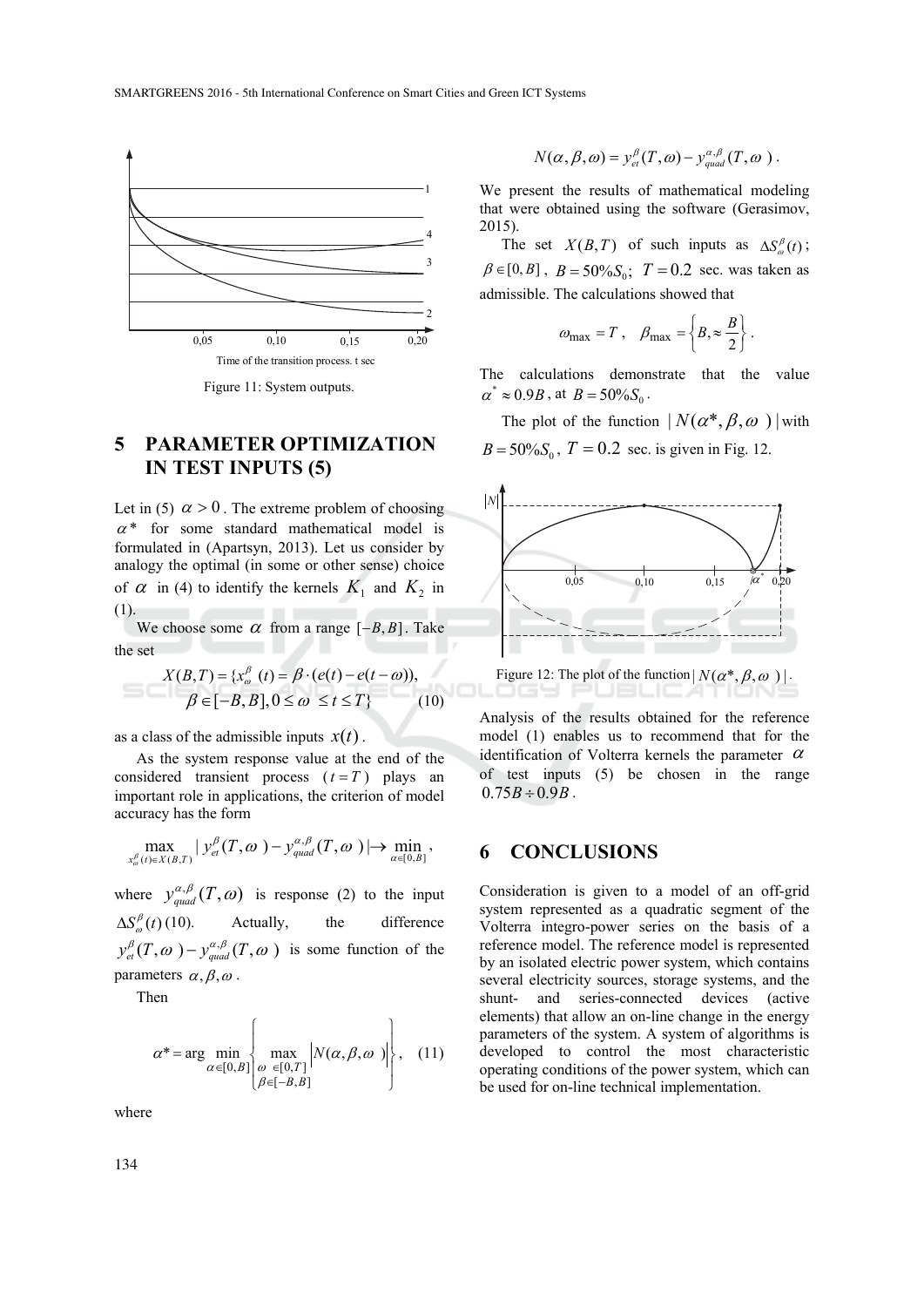Figure 11: System outputs.

## 5 PARAMETER OPTIMIZATION IN TEST INPUTS (5)

Let in (5) $\alpha > 0$. The extreme problem of choosing $\alpha^*$ for some standard mathematical model is formulated in (Apartsyn, 2013). Let us consider by analogy the optimal (in some or other sense) choice of $\alpha$ in (4) to identify the kernels $K_1$ and $K_2$ in (1).

We choose some $\alpha$ from a range $[-B, B]$. Take the set

$$X(B,T) = \{x_\omega^\beta(t) = \beta \cdot (e(t) - e(t-\omega)), \\ \beta \in [-B, B], 0 \le \omega \le t \le T\} \quad (10)$$

as a class of the admissible inputs $x(t)$.

As the system response value at the end of the considered transient process ($t = T$) plays an important role in applications, the criterion of model accuracy has the form

$$\max_{x_\omega^\beta(t) \in X(B,T)} |y_{et}^\beta(T,\omega) - y_{quad}^{\alpha,\beta}(T,\omega)| \to \min_{\alpha \in [0,B]},$$

where $y_{quad}^{\alpha,\beta}(T,\omega)$ is response (2) to the input $\Delta S_\omega^\beta(t)$ (10). Actually, the difference $y_{et}^\beta(T,\omega) - y_{quad}^{\alpha,\beta}(T,\omega)$ is some function of the parameters $\alpha, \beta, \omega$.

Then

$$\alpha^* = \arg \min_{\alpha \in [0,B]} \left\{ \max_{\substack{\omega \in [0,T] \\ \beta \in [-B,B]}} \left| N(\alpha, \beta, \omega) \right| \right\}, \quad (11)$$

where

$$N(\alpha, \beta, \omega) = y_{et}^\beta(T,\omega) - y_{quad}^{\alpha,\beta}(T,\omega).$$

We present the results of mathematical modeling that were obtained using the software (Gerasimov, 2015).

The set $X(B,T)$ of such inputs as $\Delta S_\omega^\beta(t)$; $\beta \in [0, B]$, $B = 50\% S_0$; $T = 0.2$ sec. was taken as admissible. The calculations showed that

$$\omega_{\max} = T, \quad \beta_{\max} = \left\{ B, \approx \frac{B}{2} \right\}.$$

The calculations demonstrate that the value $\alpha^* \approx 0.9B$, at $B = 50\% S_0$.

The plot of the function $|N(\alpha^*, \beta, \omega)|$ with $B = 50\% S_0$, $T = 0.2$ sec. is given in Fig. 12.

Figure 12: The plot of the function $|N(\alpha^*, \beta, \omega)|$.

Analysis of the results obtained for the reference model (1) enables us to recommend that for the identification of Volterra kernels the parameter $\alpha$ of test inputs (5) be chosen in the range $0.75B \div 0.9B$.

## 6 CONCLUSIONS

Consideration is given to a model of an off-grid system represented as a quadratic segment of the Volterra integro-power series on the basis of a reference model. The reference model is represented by an isolated electric power system, which contains several electricity sources, storage systems, and the shunt- and series-connected devices (active elements) that allow an on-line change in the energy parameters of the system. A system of algorithms is developed to control the most characteristic operating conditions of the power system, which can be used for on-line technical implementation.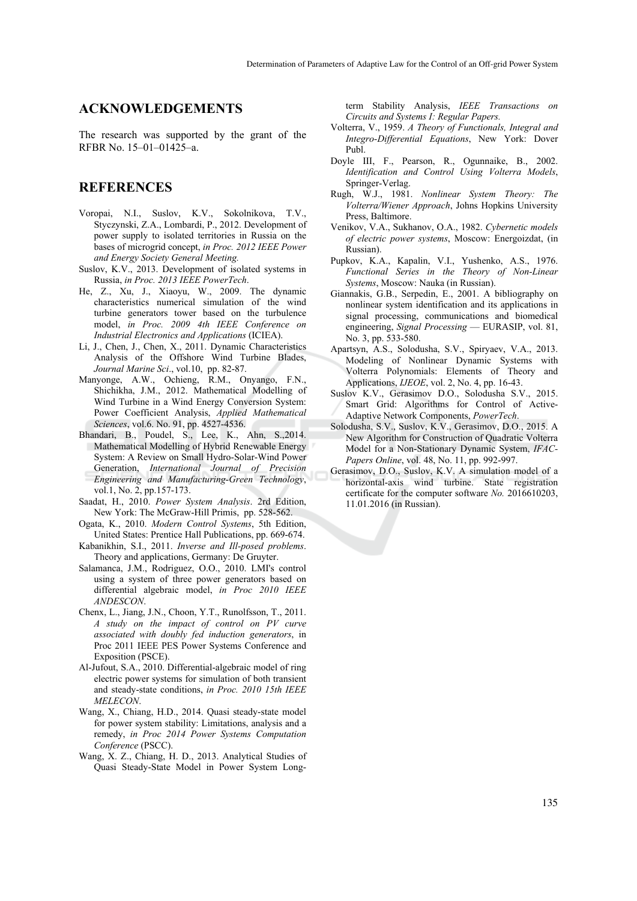## ACKNOWLEDGEMENTS

The research was supported by the grant of the RFBR No. 15–01–01425–a.

## REFERENCES

Voropai, N.I., Suslov, K.V., Sokolnikova, T.V., Styczynski, Z.A., Lombardi, P., 2012. Development of power supply to isolated territories in Russia on the bases of microgrid concept, *in Proc. 2012 IEEE Power and Energy Society General Meeting.*

Suslov, K.V., 2013. Development of isolated systems in Russia, *in Proc. 2013 IEEE PowerTech*.

He, Z., Xu, J., Xiaoyu, W., 2009. The dynamic characteristics numerical simulation of the wind turbine generators tower based on the turbulence model, *in Proc. 2009 4th IEEE Conference on Industrial Electronics and Applications* (ICIEA).

Li, J., Chen, J., Chen, X., 2011. Dynamic Characteristics Analysis of the Offshore Wind Turbine Blades, *Journal Marine Sci*., vol.10, pp. 82-87.

Manyonge, A.W., Ochieng, R.M., Onyango, F.N., Shichikha, J.M., 2012. Mathematical Modelling of Wind Turbine in a Wind Energy Conversion System: Power Coefficient Analysis, *Applied Mathematical Sciences*, vol.6. No. 91, pp. 4527-4536.

Bhandari, B., Poudel, S., Lee, K., Ahn, S.,2014. Mathematical Modelling of Hybrid Renewable Energy System: A Review on Small Hydro-Solar-Wind Power Generation, *International Journal of Precision Engineering and Manufacturing-Green Technology*, vol.1, No. 2, pp.157-173.

Saadat, H., 2010. *Power System Analysis*. 2rd Edition, New York: The McGraw-Hill Primis, pp. 528-562.

Ogata, K., 2010. *Modern Control Systems*, 5th Edition, United States: Prentice Hall Publications, pp. 669-674.

Kabanikhin, S.I., 2011. *Inverse and Ill-posed problems*. Theory and applications, Germany: De Gruyter.

Salamanca, J.M., Rodriguez, O.O., 2010. LMI's control using a system of three power generators based on differential algebraic model, *in Proc 2010 IEEE ANDESCON*.

Chenx, L., Jiang, J.N., Choon, Y.T., Runolfsson, T., 2011. *A study on the impact of control on PV curve associated with doubly fed induction generators*, in Proc 2011 IEEE PES Power Systems Conference and Exposition (PSCE).

Al-Jufout, S.A., 2010. Differential-algebraic model of ring electric power systems for simulation of both transient and steady-state conditions, *in Proc. 2010 15th IEEE MELECON*.

Wang, X., Chiang, H.D., 2014. Quasi steady-state model for power system stability: Limitations, analysis and a remedy, *in Proc 2014 Power Systems Computation Conference* (PSCC).

Wang, X. Z., Chiang, H. D., 2013. Analytical Studies of Quasi Steady-State Model in Power System Long-term Stability Analysis, *IEEE Transactions on Circuits and Systems I: Regular Papers.*

Volterra, V., 1959. *A Theory of Functionals, Integral and Integro-Differential Equations*, New York: Dover Publ.

Doyle III, F., Pearson, R., Ogunnaike, B., 2002. *Identification and Control Using Volterra Models*, Springer-Verlag.

Rugh, W.J., 1981. *Nonlinear System Theory: The Volterra/Wiener Approach*, Johns Hopkins University Press, Baltimore.

Venikov, V.A., Sukhanov, O.A., 1982. *Cybernetic models of electric power systems*, Moscow: Energoizdat, (in Russian).

Pupkov, K.A., Kapalin, V.I., Yushenko, A.S., 1976. *Functional Series in the Theory of Non-Linear Systems*, Moscow: Nauka (in Russian).

Giannakis, G.B., Serpedin, E., 2001. A bibliography on nonlinear system identification and its applications in signal processing, communications and biomedical engineering, *Signal Processing* — EURASIP, vol. 81, No. 3, pp. 533-580.

Apartsyn, A.S., Solodusha, S.V., Spiryaev, V.A., 2013. Modeling of Nonlinear Dynamic Systems with Volterra Polynomials: Elements of Theory and Applications, *IJEOE*, vol. 2, No. 4, pp. 16-43.

Suslov K.V., Gerasimov D.O., Solodusha S.V., 2015. Smart Grid: Algorithms for Control of Active-Adaptive Network Components, *PowerTech*.

Solodusha, S.V., Suslov, K.V., Gerasimov, D.O., 2015. A New Algorithm for Construction of Quadratic Volterra Model for a Non-Stationary Dynamic System, *IFAC-Papers Online*, vol. 48, No. 11, pp. 992-997.

Gerasimov, D.O., Suslov, K.V. A simulation model of a horizontal-axis wind turbine. State registration certificate for the computer software *No.* 2016610203, 11.01.2016 (in Russian).